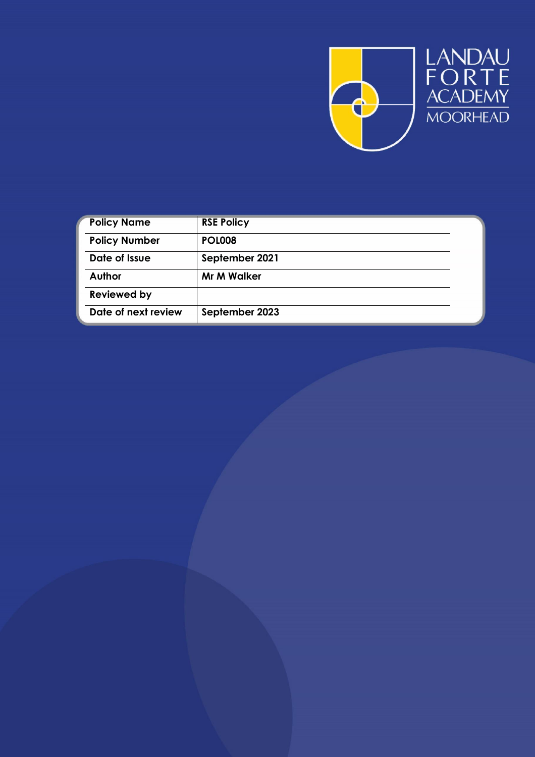LANDAU FORTE ACADEMY MOORHEAD

| Policy Name | RSE Policy |
| --- | --- |
| Policy Number | POL008 |
| Date of Issue | September 2021 |
| Author | Mr M Walker |
| Reviewed by | |
| Date of next review | September 2023 |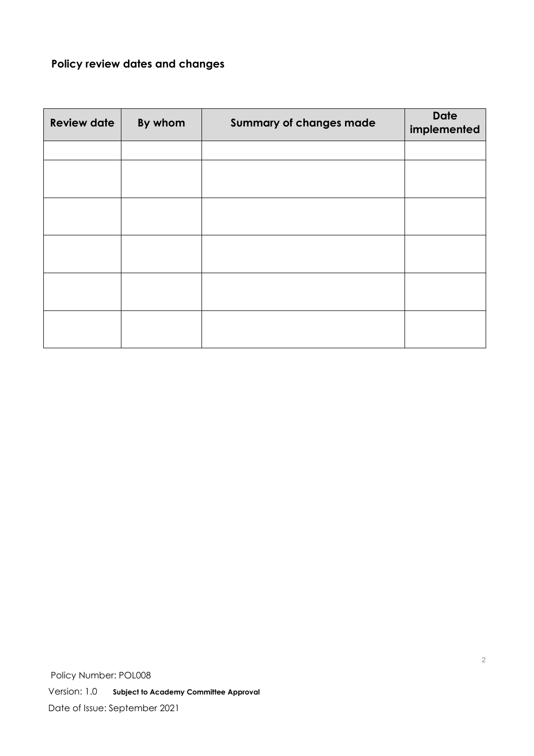## Policy review dates and changes

| Review date | By whom | Summary of changes made | Date implemented |
|---|---|---|---|
| | | | |
| | | | |
| | | | |
| | | | |
| | | | |
| | | | |

Policy Number: POL008

Version: 1.0 **Subject to Academy Committee Approval**

Date of Issue: September 2021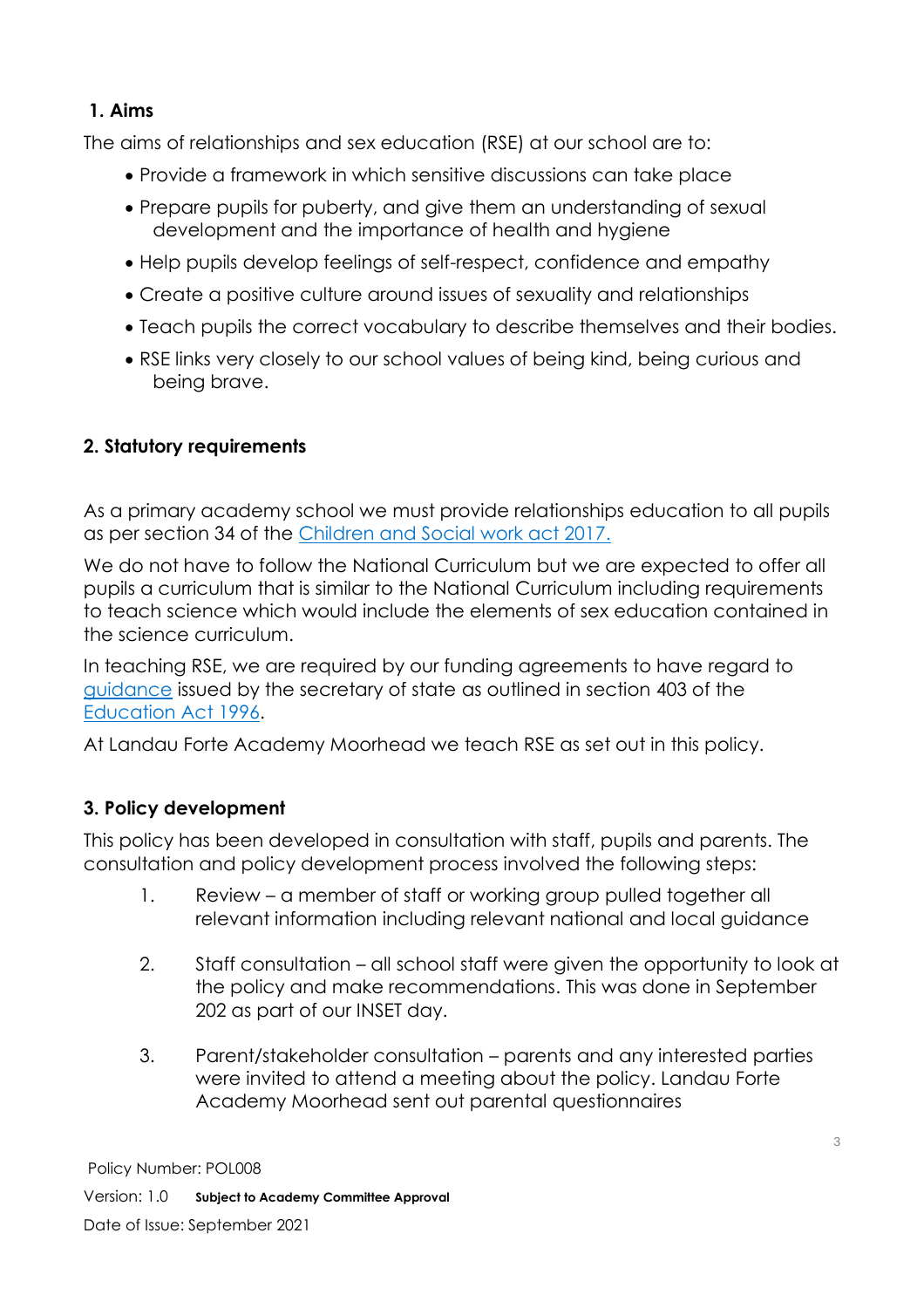## 1. Aims

The aims of relationships and sex education (RSE) at our school are to:

- Provide a framework in which sensitive discussions can take place
- Prepare pupils for puberty, and give them an understanding of sexual development and the importance of health and hygiene
- Help pupils develop feelings of self-respect, confidence and empathy
- Create a positive culture around issues of sexuality and relationships
- Teach pupils the correct vocabulary to describe themselves and their bodies.
- RSE links very closely to our school values of being kind, being curious and being brave.

## 2. Statutory requirements

As a primary academy school we must provide relationships education to all pupils as per section 34 of the Children and Social work act 2017.

We do not have to follow the National Curriculum but we are expected to offer all pupils a curriculum that is similar to the National Curriculum including requirements to teach science which would include the elements of sex education contained in the science curriculum.

In teaching RSE, we are required by our funding agreements to have regard to guidance issued by the secretary of state as outlined in section 403 of the Education Act 1996.

At Landau Forte Academy Moorhead we teach RSE as set out in this policy.

## 3. Policy development

This policy has been developed in consultation with staff, pupils and parents. The consultation and policy development process involved the following steps:

1. Review – a member of staff or working group pulled together all relevant information including relevant national and local guidance

2. Staff consultation – all school staff were given the opportunity to look at the policy and make recommendations. This was done in September 202 as part of our INSET day.

3. Parent/stakeholder consultation – parents and any interested parties were invited to attend a meeting about the policy. Landau Forte Academy Moorhead sent out parental questionnaires

Policy Number: POL008

Version: 1.0 **Subject to Academy Committee Approval**

Date of Issue: September 2021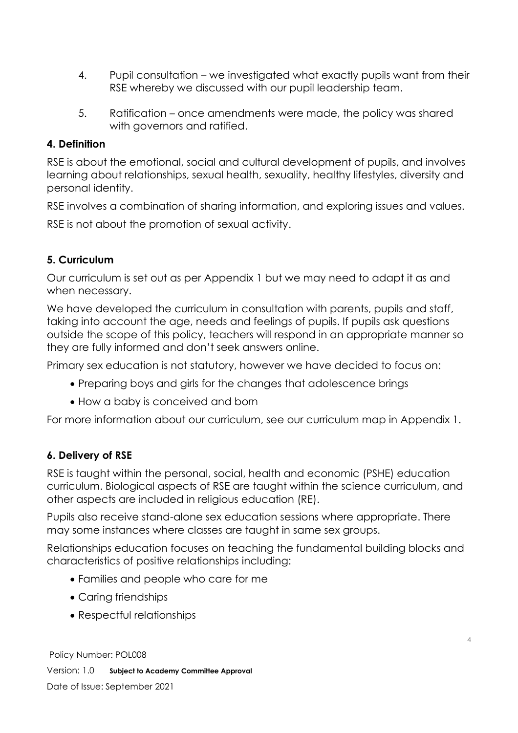4. Pupil consultation – we investigated what exactly pupils want from their RSE whereby we discussed with our pupil leadership team.

5. Ratification – once amendments were made, the policy was shared with governors and ratified.

## 4. Definition

RSE is about the emotional, social and cultural development of pupils, and involves learning about relationships, sexual health, sexuality, healthy lifestyles, diversity and personal identity.

RSE involves a combination of sharing information, and exploring issues and values.

RSE is not about the promotion of sexual activity.

## 5. Curriculum

Our curriculum is set out as per Appendix 1 but we may need to adapt it as and when necessary.

We have developed the curriculum in consultation with parents, pupils and staff, taking into account the age, needs and feelings of pupils. If pupils ask questions outside the scope of this policy, teachers will respond in an appropriate manner so they are fully informed and don't seek answers online.

Primary sex education is not statutory, however we have decided to focus on:

- Preparing boys and girls for the changes that adolescence brings
- How a baby is conceived and born

For more information about our curriculum, see our curriculum map in Appendix 1.

## 6. Delivery of RSE

RSE is taught within the personal, social, health and economic (PSHE) education curriculum. Biological aspects of RSE are taught within the science curriculum, and other aspects are included in religious education (RE).

Pupils also receive stand-alone sex education sessions where appropriate. There may some instances where classes are taught in same sex groups.

Relationships education focuses on teaching the fundamental building blocks and characteristics of positive relationships including:

- Families and people who care for me
- Caring friendships
- Respectful relationships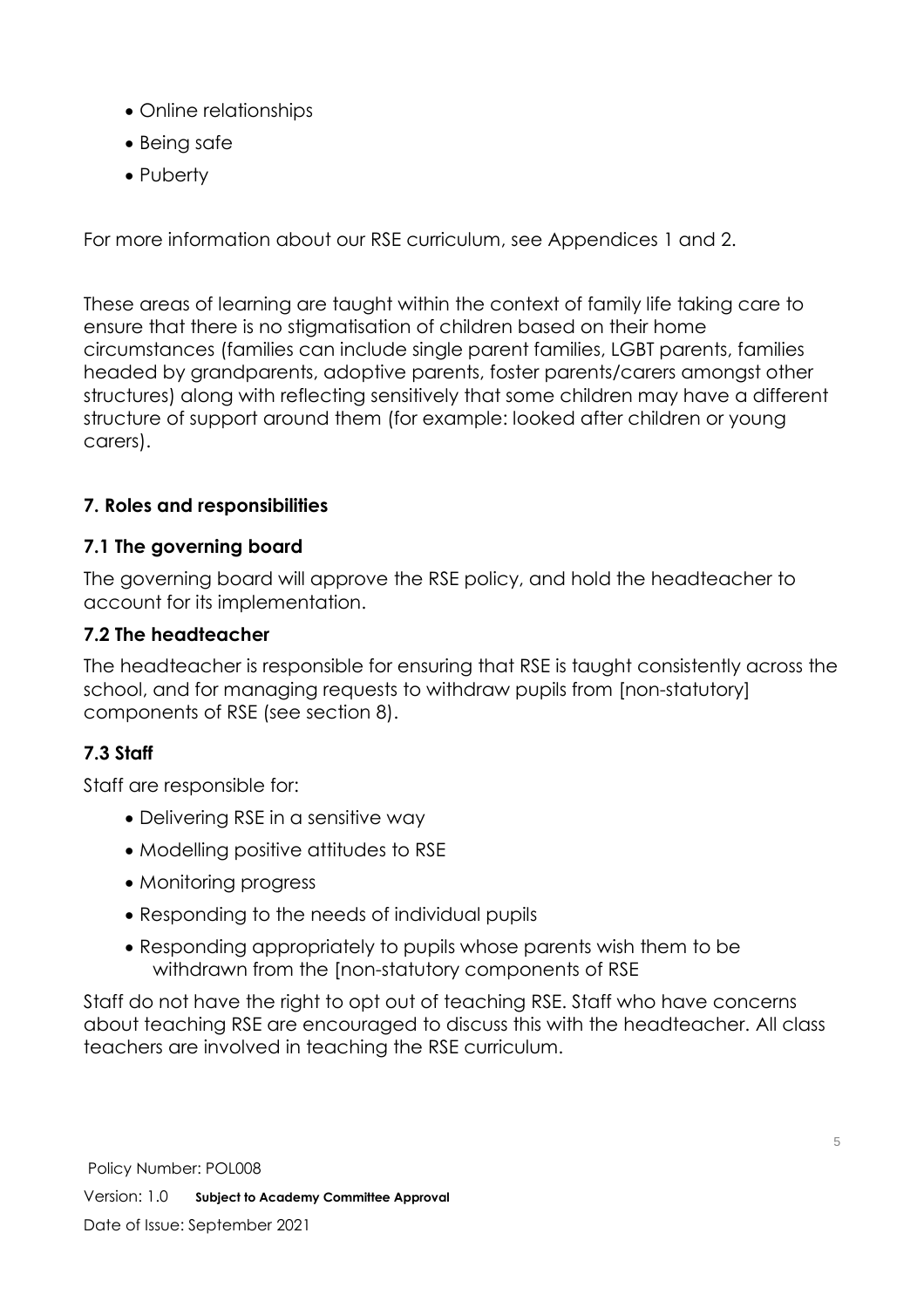- Online relationships
- Being safe
- Puberty

For more information about our RSE curriculum, see Appendices 1 and 2.

These areas of learning are taught within the context of family life taking care to ensure that there is no stigmatisation of children based on their home circumstances (families can include single parent families, LGBT parents, families headed by grandparents, adoptive parents, foster parents/carers amongst other structures) along with reflecting sensitively that some children may have a different structure of support around them (for example: looked after children or young carers).

## 7. Roles and responsibilities

### 7.1 The governing board

The governing board will approve the RSE policy, and hold the headteacher to account for its implementation.

### 7.2 The headteacher

The headteacher is responsible for ensuring that RSE is taught consistently across the school, and for managing requests to withdraw pupils from [non-statutory] components of RSE (see section 8).

### 7.3 Staff

Staff are responsible for:

- Delivering RSE in a sensitive way
- Modelling positive attitudes to RSE
- Monitoring progress
- Responding to the needs of individual pupils
- Responding appropriately to pupils whose parents wish them to be withdrawn from the [non-statutory components of RSE

Staff do not have the right to opt out of teaching RSE. Staff who have concerns about teaching RSE are encouraged to discuss this with the headteacher. All class teachers are involved in teaching the RSE curriculum.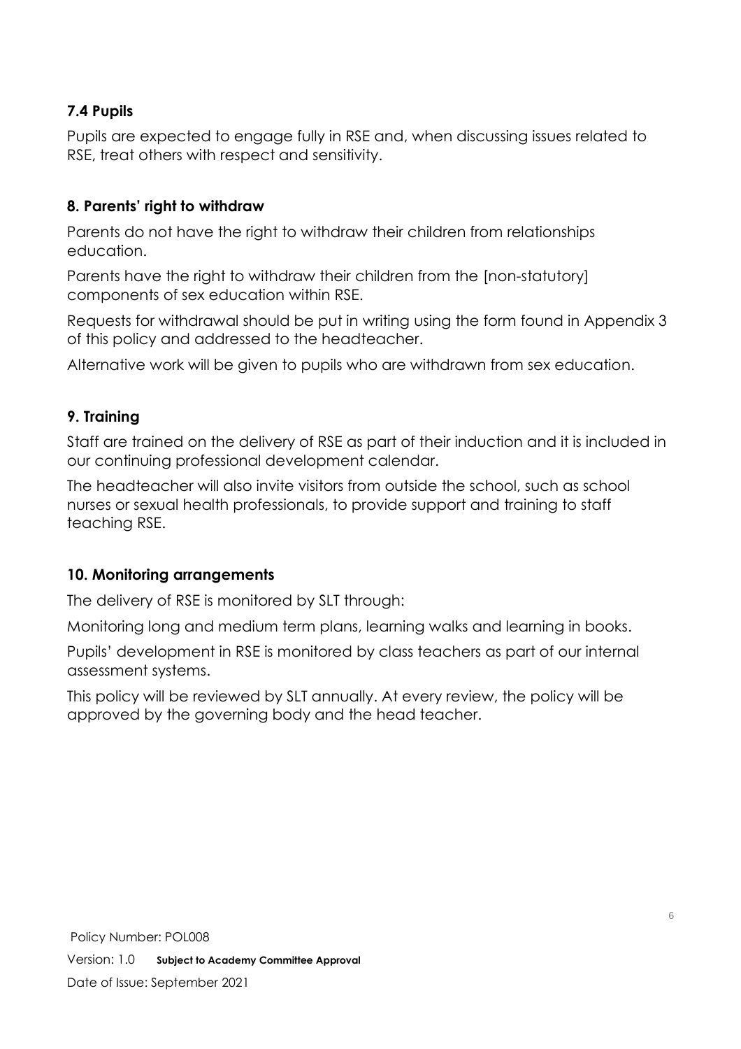### 7.4 Pupils

Pupils are expected to engage fully in RSE and, when discussing issues related to RSE, treat others with respect and sensitivity.

## 8. Parents' right to withdraw

Parents do not have the right to withdraw their children from relationships education.

Parents have the right to withdraw their children from the [non-statutory] components of sex education within RSE.

Requests for withdrawal should be put in writing using the form found in Appendix 3 of this policy and addressed to the headteacher.

Alternative work will be given to pupils who are withdrawn from sex education.

## 9. Training

Staff are trained on the delivery of RSE as part of their induction and it is included in our continuing professional development calendar.

The headteacher will also invite visitors from outside the school, such as school nurses or sexual health professionals, to provide support and training to staff teaching RSE.

## 10. Monitoring arrangements

The delivery of RSE is monitored by SLT through:

Monitoring long and medium term plans, learning walks and learning in books.

Pupils' development in RSE is monitored by class teachers as part of our internal assessment systems.

This policy will be reviewed by SLT annually. At every review, the policy will be approved by the governing body and the head teacher.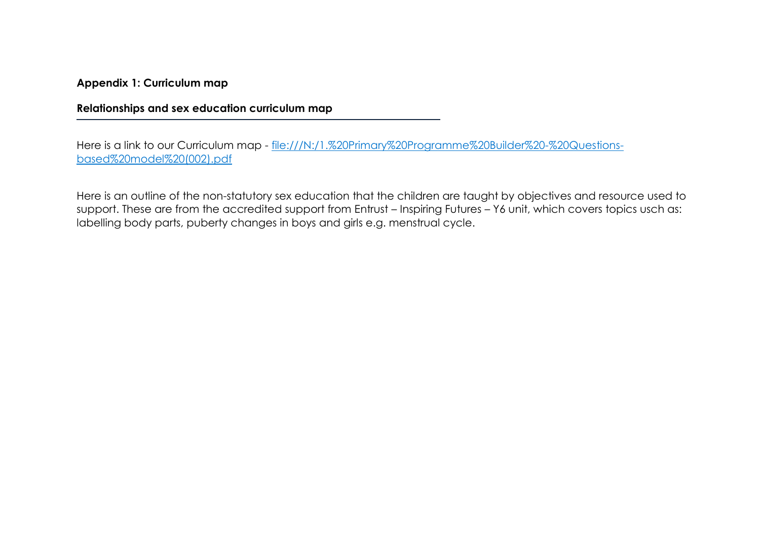**Appendix 1: Curriculum map**

**Relationships and sex education curriculum map**

Here is a link to our Curriculum map - [file:///N:/1.%20Primary%20Programme%20Builder%20-%20Questions-based%20model%20(002).pdf](file:///N:/1.%20Primary%20Programme%20Builder%20-%20Questions-based%20model%20(002).pdf)

Here is an outline of the non-statutory sex education that the children are taught by objectives and resource used to support. These are from the accredited support from Entrust – Inspiring Futures – Y6 unit, which covers topics usch as: labelling body parts, puberty changes in boys and girls e.g. menstrual cycle.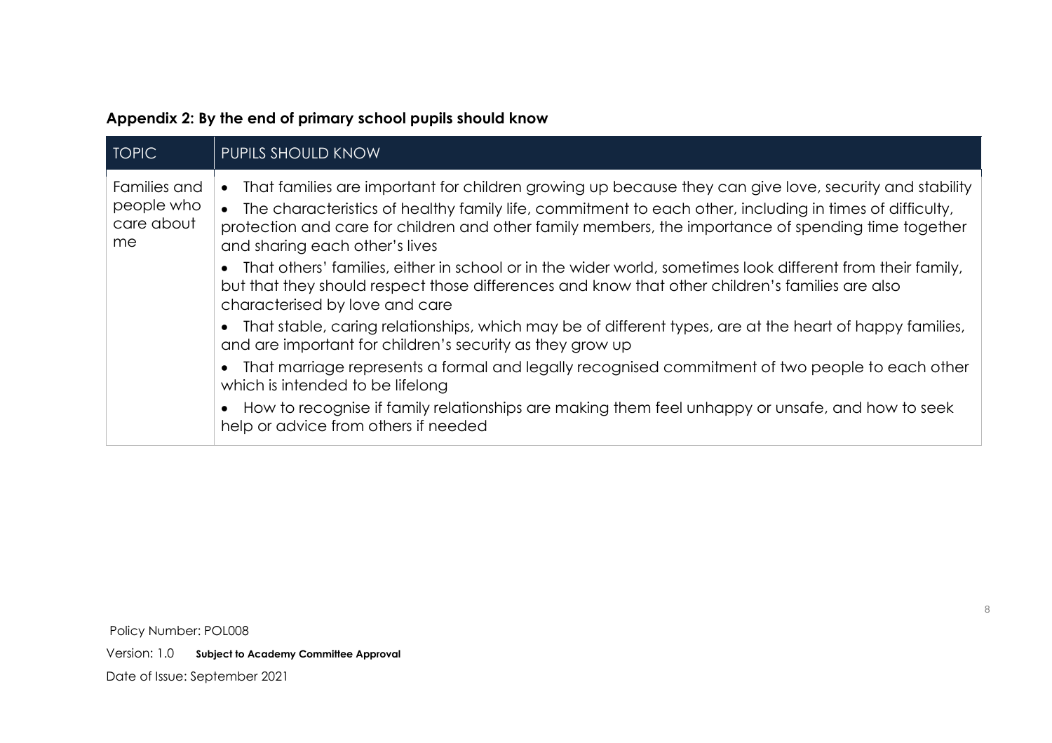**Appendix 2: By the end of primary school pupils should know**

| TOPIC | PUPILS SHOULD KNOW |
|---|---|
| Families and people who care about me | • That families are important for children growing up because they can give love, security and stability<br>• The characteristics of healthy family life, commitment to each other, including in times of difficulty, protection and care for children and other family members, the importance of spending time together and sharing each other's lives<br>• That others' families, either in school or in the wider world, sometimes look different from their family, but that they should respect those differences and know that other children's families are also characterised by love and care<br>• That stable, caring relationships, which may be of different types, are at the heart of happy families, and are important for children's security as they grow up<br>• That marriage represents a formal and legally recognised commitment of two people to each other which is intended to be lifelong<br>• How to recognise if family relationships are making them feel unhappy or unsafe, and how to seek help or advice from others if needed |

Policy Number: POL008

Version: 1.0 **Subject to Academy Committee Approval**

Date of Issue: September 2021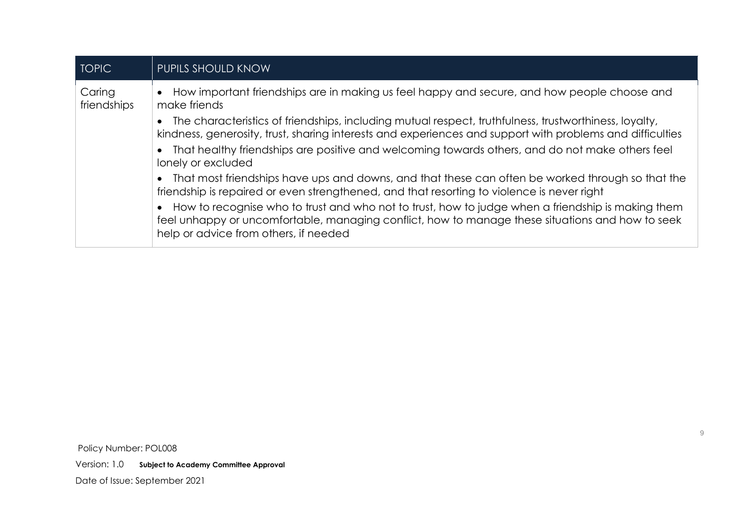| TOPIC | PUPILS SHOULD KNOW |
|---|---|
| Caring friendships | • How important friendships are in making us feel happy and secure, and how people choose and make friends<br>• The characteristics of friendships, including mutual respect, truthfulness, trustworthiness, loyalty, kindness, generosity, trust, sharing interests and experiences and support with problems and difficulties<br>• That healthy friendships are positive and welcoming towards others, and do not make others feel lonely or excluded<br>• That most friendships have ups and downs, and that these can often be worked through so that the friendship is repaired or even strengthened, and that resorting to violence is never right<br>• How to recognise who to trust and who not to trust, how to judge when a friendship is making them feel unhappy or uncomfortable, managing conflict, how to manage these situations and how to seek help or advice from others, if needed |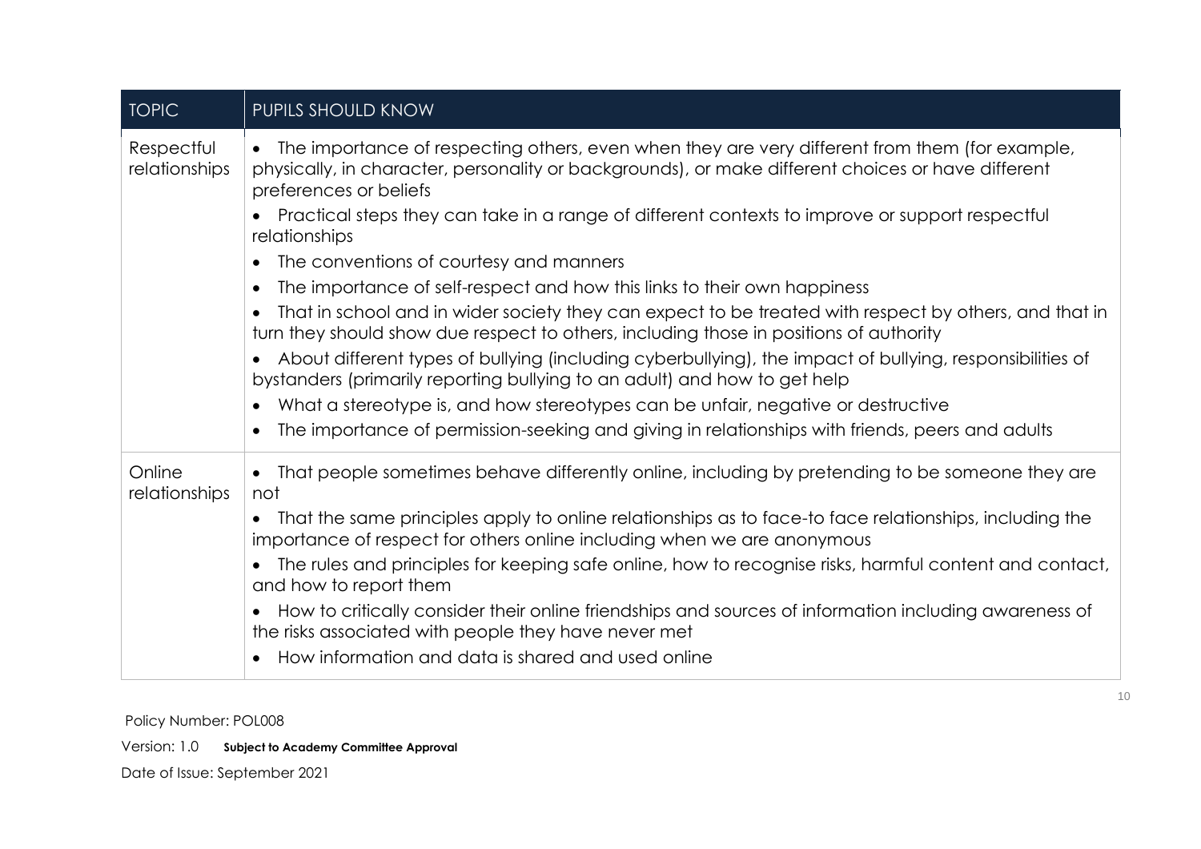| TOPIC | PUPILS SHOULD KNOW |
|---|---|
| Respectful relationships | • The importance of respecting others, even when they are very different from them (for example, physically, in character, personality or backgrounds), or make different choices or have different preferences or beliefs<br>• Practical steps they can take in a range of different contexts to improve or support respectful relationships<br>• The conventions of courtesy and manners<br>• The importance of self-respect and how this links to their own happiness<br>• That in school and in wider society they can expect to be treated with respect by others, and that in turn they should show due respect to others, including those in positions of authority<br>• About different types of bullying (including cyberbullying), the impact of bullying, responsibilities of bystanders (primarily reporting bullying to an adult) and how to get help<br>• What a stereotype is, and how stereotypes can be unfair, negative or destructive<br>• The importance of permission-seeking and giving in relationships with friends, peers and adults |
| Online relationships | • That people sometimes behave differently online, including by pretending to be someone they are not<br>• That the same principles apply to online relationships as to face-to face relationships, including the importance of respect for others online including when we are anonymous<br>• The rules and principles for keeping safe online, how to recognise risks, harmful content and contact, and how to report them<br>• How to critically consider their online friendships and sources of information including awareness of the risks associated with people they have never met<br>• How information and data is shared and used online |

Policy Number: POL008

Version: 1.0 **Subject to Academy Committee Approval**

Date of Issue: September 2021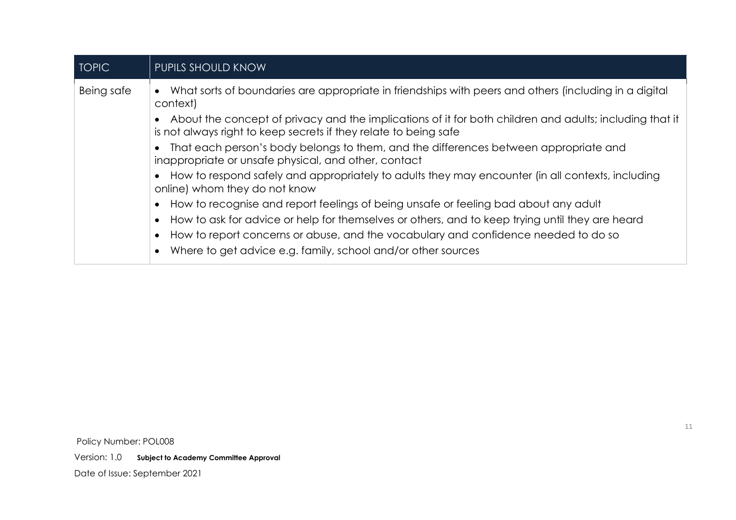| TOPIC | PUPILS SHOULD KNOW |
|---|---|
| Being safe | • What sorts of boundaries are appropriate in friendships with peers and others (including in a digital context)<br>• About the concept of privacy and the implications of it for both children and adults; including that it is not always right to keep secrets if they relate to being safe<br>• That each person's body belongs to them, and the differences between appropriate and inappropriate or unsafe physical, and other, contact<br>• How to respond safely and appropriately to adults they may encounter (in all contexts, including online) whom they do not know<br>• How to recognise and report feelings of being unsafe or feeling bad about any adult<br>• How to ask for advice or help for themselves or others, and to keep trying until they are heard<br>• How to report concerns or abuse, and the vocabulary and confidence needed to do so<br>• Where to get advice e.g. family, school and/or other sources |

Policy Number: POL008

Version: 1.0 **Subject to Academy Committee Approval**

Date of Issue: September 2021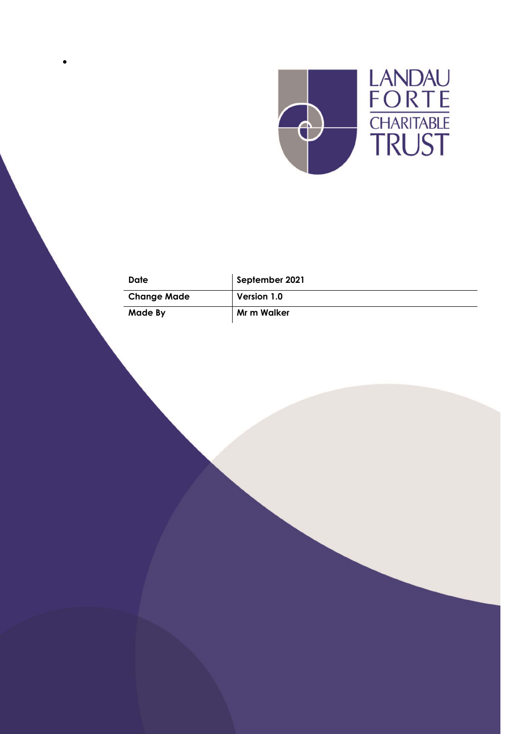•

LANDAU FORTE CHARITABLE TRUST

| | |
|---|---|
| **Date** | **September 2021** |
| **Change Made** | **Version 1.0** |
| **Made By** | **Mr m Walker** |